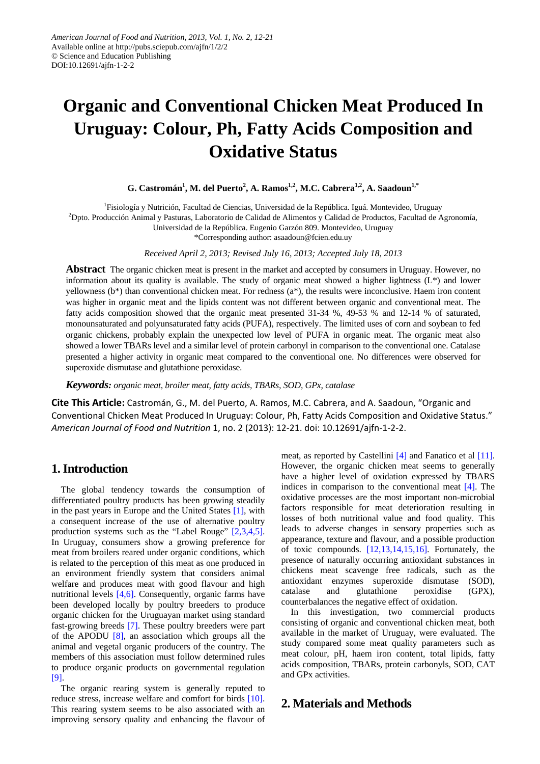# Organic and Conventional Chicken Meat Produced In Uruguay: Colour, Ph, Fatty Acids Composition and Oxidative Status

**G. Castromán[1], M. del Puerto[2], A. Ramos[1,2], M.C. Cabrera[1,2], A. Saadoun[1,*]**

[1]Fisiología y Nutrición, Facultad de Ciencias, Universidad de la República. Iguá. Montevideo, Uruguay
[2]Dpto. Producción Animal y Pasturas, Laboratorio de Calidad de Alimentos y Calidad de Productos, Facultad de Agronomía, Universidad de la República. Eugenio Garzón 809. Montevideo, Uruguay
*Corresponding author: asaadoun@fcien.edu.uy

*Received April 2, 2013; Revised July 16, 2013; Accepted July 18, 2013*

**Abstract** The organic chicken meat is present in the market and accepted by consumers in Uruguay. However, no information about its quality is available. The study of organic meat showed a higher lightness (L*) and lower yellowness (b*) than conventional chicken meat. For redness (a*), the results were inconclusive. Haem iron content was higher in organic meat and the lipids content was not different between organic and conventional meat. The fatty acids composition showed that the organic meat presented 31-34 %, 49-53 % and 12-14 % of saturated, monounsaturated and polyunsaturated fatty acids (PUFA), respectively. The limited uses of corn and soybean to fed organic chickens, probably explain the unexpected low level of PUFA in organic meat. The organic meat also showed a lower TBARs level and a similar level of protein carbonyl in comparison to the conventional one. Catalase presented a higher activity in organic meat compared to the conventional one. No differences were observed for superoxide dismutase and glutathione peroxidase.

***Keywords:*** *organic meat, broiler meat, fatty acids, TBARs, SOD, GPx, catalase*

**Cite This Article:** Castromán, G., M. del Puerto, A. Ramos, M.C. Cabrera, and A. Saadoun, "Organic and Conventional Chicken Meat Produced In Uruguay: Colour, Ph, Fatty Acids Composition and Oxidative Status." *American Journal of Food and Nutrition* 1, no. 2 (2013): 12-21. doi: 10.12691/ajfn-1-2-2.

## 1. Introduction

The global tendency towards the consumption of differentiated poultry products has been growing steadily in the past years in Europe and the United States [1], with a consequent increase of the use of alternative poultry production systems such as the "Label Rouge" [2,3,4,5]. In Uruguay, consumers show a growing preference for meat from broilers reared under organic conditions, which is related to the perception of this meat as one produced in an environment friendly system that considers animal welfare and produces meat with good flavour and high nutritional levels [4,6]. Consequently, organic farms have been developed locally by poultry breeders to produce organic chicken for the Uruguayan market using standard fast-growing breeds [7]. These poultry breeders were part of the APODU [8], an association which groups all the animal and vegetal organic producers of the country. The members of this association must follow determined rules to produce organic products on governmental regulation [9].

The organic rearing system is generally reputed to reduce stress, increase welfare and comfort for birds [10]. This rearing system seems to be also associated with an improving sensory quality and enhancing the flavour of meat, as reported by Castellini [4] and Fanatico et al [11]. However, the organic chicken meat seems to generally have a higher level of oxidation expressed by TBARS indices in comparison to the conventional meat [4]. The oxidative processes are the most important non-microbial factors responsible for meat deterioration resulting in losses of both nutritional value and food quality. This leads to adverse changes in sensory properties such as appearance, texture and flavour, and a possible production of toxic compounds. [12,13,14,15,16]. Fortunately, the presence of naturally occurring antioxidant substances in chickens meat scavenge free radicals, such as the antioxidant enzymes superoxide dismutase (SOD), catalase and glutathione peroxidise (GPX), counterbalances the negative effect of oxidation.

In this investigation, two commercial products consisting of organic and conventional chicken meat, both available in the market of Uruguay, were evaluated. The study compared some meat quality parameters such as meat colour, pH, haem iron content, total lipids, fatty acids composition, TBARs, protein carbonyls, SOD, CAT and GPx activities.

## 2. Materials and Methods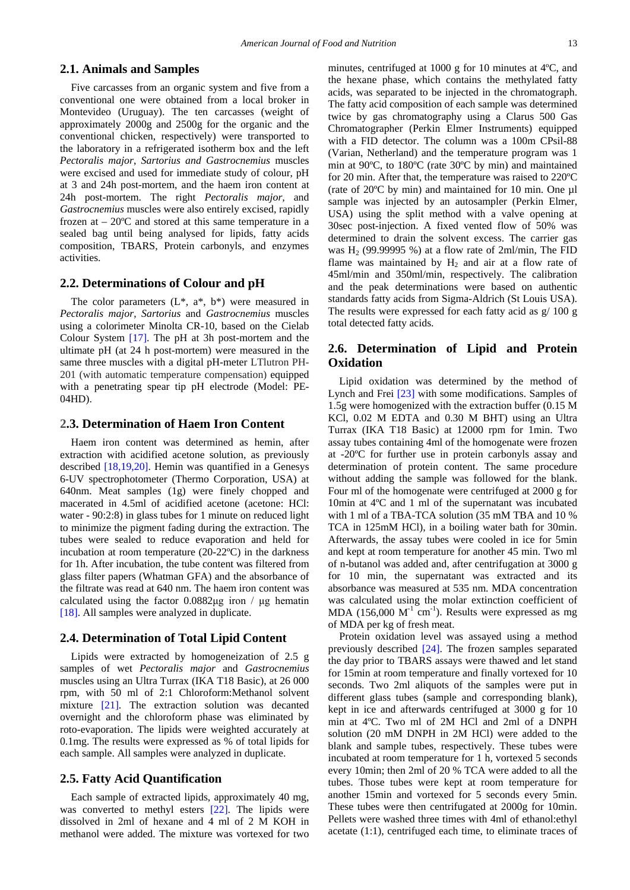## 2.1. Animals and Samples

Five carcasses from an organic system and five from a conventional one were obtained from a local broker in Montevideo (Uruguay). The ten carcasses (weight of approximately 2000g and 2500g for the organic and the conventional chicken, respectively) were transported to the laboratory in a refrigerated isotherm box and the left *Pectoralis major*, *Sartorius and Gastrocnemius* muscles were excised and used for immediate study of colour, pH at 3 and 24h post-mortem, and the haem iron content at 24h post-mortem. The right *Pectoralis major*, and *Gastrocnemius* muscles were also entirely excised, rapidly frozen at – 20ºC and stored at this same temperature in a sealed bag until being analysed for lipids, fatty acids composition, TBARS, Protein carbonyls, and enzymes activities.

## 2.2. Determinations of Colour and pH

The color parameters (L*, a*, b*) were measured in *Pectoralis major*, *Sartorius* and *Gastrocnemius* muscles using a colorimeter Minolta CR-10, based on the Cielab Colour System [17]. The pH at 3h post-mortem and the ultimate pH (at 24 h post-mortem) were measured in the same three muscles with a digital pH-meter LTlutron PH-201 (with automatic temperature compensation) equipped with a penetrating spear tip pH electrode (Model: PE-04HD).

## 2.3. Determination of Haem Iron Content

Haem iron content was determined as hemin, after extraction with acidified acetone solution, as previously described [18,19,20]. Hemin was quantified in a Genesys 6-UV spectrophotometer (Thermo Corporation, USA) at 640nm. Meat samples (1g) were finely chopped and macerated in 4.5ml of acidified acetone (acetone: HCl: water - 90:2:8) in glass tubes for 1 minute on reduced light to minimize the pigment fading during the extraction. The tubes were sealed to reduce evaporation and held for incubation at room temperature (20-22ºC) in the darkness for 1h. After incubation, the tube content was filtered from glass filter papers (Whatman GFA) and the absorbance of the filtrate was read at 640 nm. The haem iron content was calculated using the factor 0.0882µg iron / µg hematin [18]. All samples were analyzed in duplicate.

## 2.4. Determination of Total Lipid Content

Lipids were extracted by homogeneization of 2.5 g samples of wet *Pectoralis major* and *Gastrocnemius* muscles using an Ultra Turrax (IKA T18 Basic), at 26 000 rpm, with 50 ml of 2:1 Chloroform:Methanol solvent mixture [21]. The extraction solution was decanted overnight and the chloroform phase was eliminated by roto-evaporation. The lipids were weighted accurately at 0.1mg. The results were expressed as % of total lipids for each sample. All samples were analyzed in duplicate.

## 2.5. Fatty Acid Quantification

Each sample of extracted lipids, approximately 40 mg, was converted to methyl esters [22]. The lipids were dissolved in 2ml of hexane and 4 ml of 2 M KOH in methanol were added. The mixture was vortexed for two minutes, centrifuged at 1000 g for 10 minutes at 4ºC, and the hexane phase, which contains the methylated fatty acids, was separated to be injected in the chromatograph. The fatty acid composition of each sample was determined twice by gas chromatography using a Clarus 500 Gas Chromatographer (Perkin Elmer Instruments) equipped with a FID detector. The column was a 100m CPsil-88 (Varian, Netherland) and the temperature program was 1 min at 90ºC, to 180ºC (rate 30ºC by min) and maintained for 20 min. After that, the temperature was raised to 220ºC (rate of 20ºC by min) and maintained for 10 min. One µl sample was injected by an autosampler (Perkin Elmer, USA) using the split method with a valve opening at 30sec post-injection. A fixed vented flow of 50% was determined to drain the solvent excess. The carrier gas was $H_2$ (99.99995 %) at a flow rate of 2ml/min, The FID flame was maintained by $H_2$ and air at a flow rate of 45ml/min and 350ml/min, respectively. The calibration and the peak determinations were based on authentic standards fatty acids from Sigma-Aldrich (St Louis USA). The results were expressed for each fatty acid as g/ 100 g total detected fatty acids.

## 2.6. Determination of Lipid and Protein Oxidation

Lipid oxidation was determined by the method of Lynch and Frei [23] with some modifications. Samples of 1.5g were homogenized with the extraction buffer (0.15 M KCl, 0.02 M EDTA and 0.30 M BHT) using an Ultra Turrax (IKA T18 Basic) at 12000 rpm for 1min. Two assay tubes containing 4ml of the homogenate were frozen at -20ºC for further use in protein carbonyls assay and determination of protein content. The same procedure without adding the sample was followed for the blank. Four ml of the homogenate were centrifuged at 2000 g for 10min at 4ºC and 1 ml of the supernatant was incubated with 1 ml of a TBA-TCA solution (35 mM TBA and 10 % TCA in 125mM HCl), in a boiling water bath for 30min. Afterwards, the assay tubes were cooled in ice for 5min and kept at room temperature for another 45 min. Two ml of n-butanol was added and, after centrifugation at 3000 g for 10 min, the supernatant was extracted and its absorbance was measured at 535 nm. MDA concentration was calculated using the molar extinction coefficient of MDA (156,000 $M^{-1}$ $cm^{-1}$). Results were expressed as mg of MDA per kg of fresh meat.

Protein oxidation level was assayed using a method previously described [24]. The frozen samples separated the day prior to TBARS assays were thawed and let stand for 15min at room temperature and finally vortexed for 10 seconds. Two 2ml aliquots of the samples were put in different glass tubes (sample and corresponding blank), kept in ice and afterwards centrifuged at 3000 g for 10 min at 4ºC. Two ml of 2M HCl and 2ml of a DNPH solution (20 mM DNPH in 2M HCl) were added to the blank and sample tubes, respectively. These tubes were incubated at room temperature for 1 h, vortexed 5 seconds every 10min; then 2ml of 20 % TCA were added to all the tubes. Those tubes were kept at room temperature for another 15min and vortexed for 5 seconds every 5min. These tubes were then centrifugated at 2000g for 10min. Pellets were washed three times with 4ml of ethanol:ethyl acetate (1:1), centrifuged each time, to eliminate traces of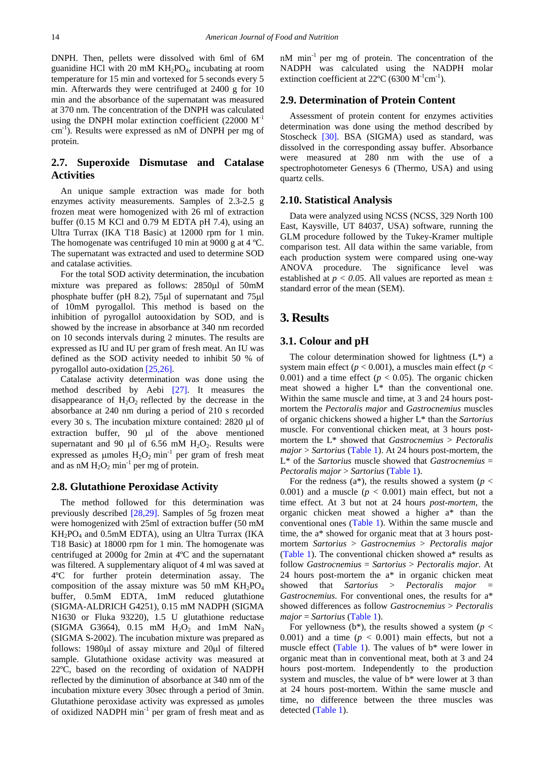DNPH. Then, pellets were dissolved with 6ml of 6M guanidine HCl with 20 mM $KH_2PO_4$, incubating at room temperature for 15 min and vortexed for 5 seconds every 5 min. Afterwards they were centrifuged at 2400 g for 10 min and the absorbance of the supernatant was measured at 370 nm. The concentration of the DNPH was calculated using the DNPH molar extinction coefficient (22000 $M^{-1} cm^{-1}$). Results were expressed as nM of DNPH per mg of protein.

### 2.7. Superoxide Dismutase and Catalase Activities

An unique sample extraction was made for both enzymes activity measurements. Samples of 2.3-2.5 g frozen meat were homogenized with 26 ml of extraction buffer (0.15 M KCl and 0.79 M EDTA pH 7.4), using an Ultra Turrax (IKA T18 Basic) at 12000 rpm for 1 min. The homogenate was centrifuged 10 min at 9000 g at 4 ºC. The supernatant was extracted and used to determine SOD and catalase activities.

For the total SOD activity determination, the incubation mixture was prepared as follows: 2850µl of 50mM phosphate buffer (pH 8.2), 75µl of supernatant and 75µl of 10mM pyrogallol. This method is based on the inhibition of pyrogallol autooxidation by SOD, and is showed by the increase in absorbance at 340 nm recorded on 10 seconds intervals during 2 minutes. The results are expressed as IU and IU per gram of fresh meat. An IU was defined as the SOD activity needed to inhibit 50 % of pyrogallol auto-oxidation [25,26].

Catalase activity determination was done using the method described by Aebi [27]. It measures the disappearance of $H_2O_2$ reflected by the decrease in the absorbance at 240 nm during a period of 210 s recorded every 30 s. The incubation mixture contained: 2820 µl of extraction buffer, 90 µl of the above mentioned supernatant and 90 µl of 6.56 mM $H_2O_2$. Results were expressed as µmoles $H_2O_2$ $min^{-1}$ per gram of fresh meat and as nM $H_2O_2$ $min^{-1}$ per mg of protein.

### 2.8. Glutathione Peroxidase Activity

The method followed for this determination was previously described [28,29]. Samples of 5g frozen meat were homogenized with 25ml of extraction buffer (50 mM $KH_2PO_4$ and 0.5mM EDTA), using an Ultra Turrax (IKA T18 Basic) at 18000 rpm for 1 min. The homogenate was centrifuged at 2000g for 2min at 4ºC and the supernatant was filtered. A supplementary aliquot of 4 ml was saved at 4ºC for further protein determination assay. The composition of the assay mixture was 50 mM $KH_2PO_4$ buffer, 0.5mM EDTA, 1mM reduced glutathione (SIGMA-ALDRICH G4251), 0.15 mM NADPH (SIGMA N1630 or Fluka 93220), 1.5 U glutathione reductase (SIGMA G3664), 0.15 mM $H_2O_2$ and 1mM $NaN_3$ (SIGMA S-2002). The incubation mixture was prepared as follows: 1980µl of assay mixture and 20µl of filtered sample. Glutathione oxidase activity was measured at 22ºC, based on the recording of oxidation of NADPH reflected by the diminution of absorbance at 340 nm of the incubation mixture every 30sec through a period of 3min. Glutathione peroxidase activity was expressed as µmoles of oxidized NADPH $min^{-1}$ per gram of fresh meat and as nM $min^{-1}$ per mg of protein. The concentration of the NADPH was calculated using the NADPH molar extinction coefficient at 22ºC (6300 $M^{-1}cm^{-1}$).

### 2.9. Determination of Protein Content

Assessment of protein content for enzymes activities determination was done using the method described by Stoscheck [30]. BSA (SIGMA) used as standard, was dissolved in the corresponding assay buffer. Absorbance were measured at 280 nm with the use of a spectrophotometer Genesys 6 (Thermo, USA) and using quartz cells.

### 2.10. Statistical Analysis

Data were analyzed using NCSS (NCSS, 329 North 100 East, Kaysville, UT 84037, USA) software, running the GLM procedure followed by the Tukey-Kramer multiple comparison test. All data within the same variable, from each production system were compared using one-way ANOVA procedure. The significance level was established at $p < 0.05$. All values are reported as mean ± standard error of the mean (SEM).

## 3. Results

### 3.1. Colour and pH

The colour determination showed for lightness (L*) a system main effect ($p < 0.001$), a muscles main effect ($p < 0.001$) and a time effect ($p < 0.05$). The organic chicken meat showed a higher L* than the conventional one. Within the same muscle and time, at 3 and 24 hours post-mortem the *Pectoralis major* and *Gastrocnemius* muscles of organic chickens showed a higher L* than the *Sartorius* muscle. For conventional chicken meat, at 3 hours post-mortem the L* showed that *Gastrocnemius* > *Pectoralis major* > *Sartorius* (Table 1). At 24 hours post-mortem, the L* of the *Sartorius* muscle showed that *Gastrocnemius* = *Pectoralis major* > *Sartorius* (Table 1).

For the redness (a*), the results showed a system ($p < 0.001$) and a muscle ($p < 0.001$) main effect, but not a time effect. At 3 but not at 24 hours *post-mortem*, the organic chicken meat showed a higher a* than the conventional ones (Table 1). Within the same muscle and time, the a* showed for organic meat that at 3 hours post-mortem *Sartorius* > *Gastrocnemius* > *Pectoralis major* (Table 1). The conventional chicken showed a* results as follow *Gastrocnemius* = *Sartorius* > *Pectoralis major*. At 24 hours post-mortem the a* in organic chicken meat showed that *Sartorius* > *Pectoralis major* = *Gastrocnemius*. For conventional ones, the results for a* showed differences as follow *Gastrocnemius* > *Pectoralis major* = *Sartorius* (Table 1).

For yellowness (b*), the results showed a system ($p < 0.001$) and a time ($p < 0.001$) main effects, but not a muscle effect (Table 1). The values of b* were lower in organic meat than in conventional meat, both at 3 and 24 hours post-mortem. Independently to the production system and muscles, the value of b* were lower at 3 than at 24 hours post-mortem. Within the same muscle and time, no difference between the three muscles was detected (Table 1).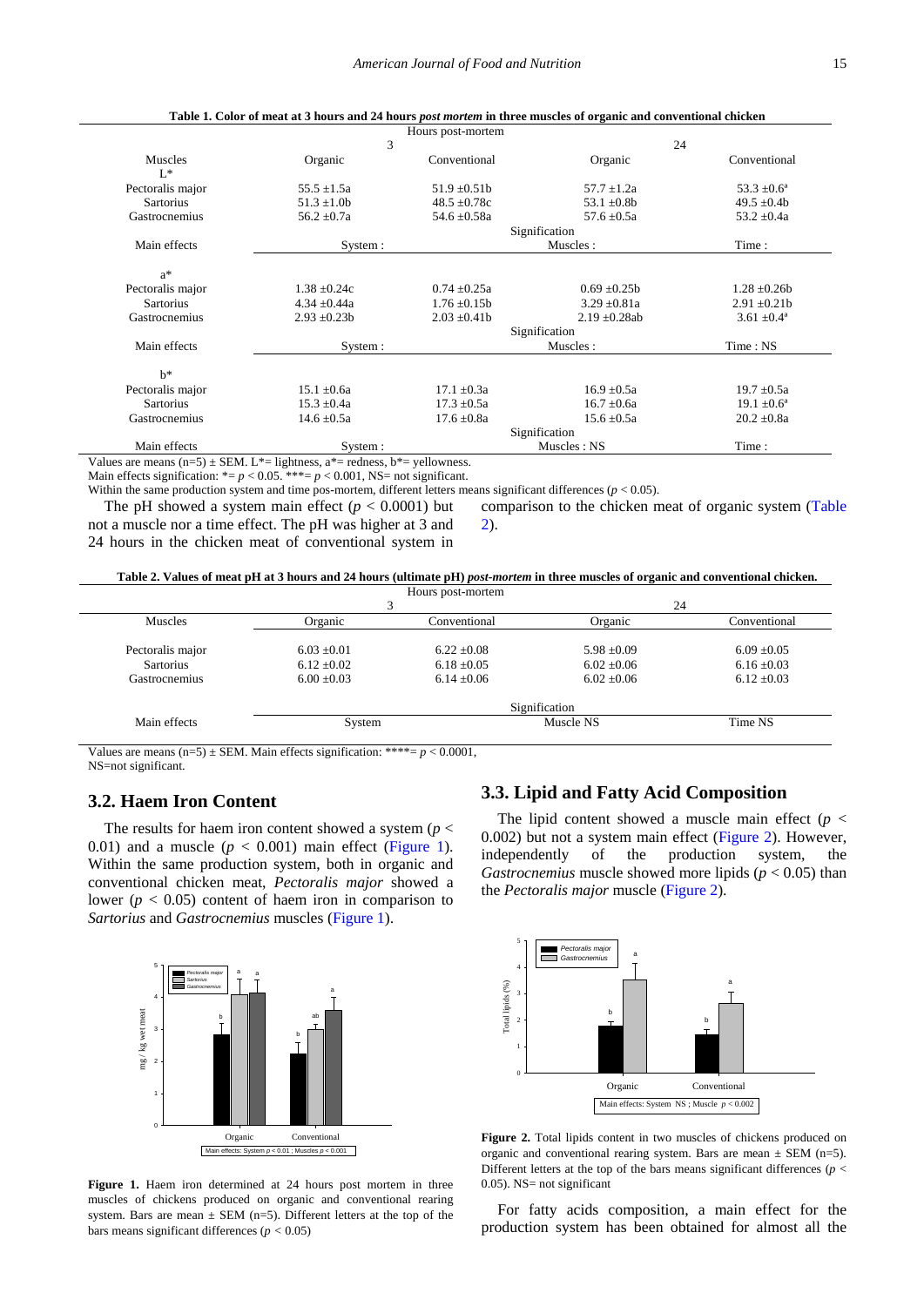**Table 1. Color of meat at 3 hours and 24 hours *post mortem* in three muscles of organic and conventional chicken**

| | Hours post-mortem | | | |
|---|---|---|---|---|
| | 3 | | 24 | |
| Muscles | Organic | Conventional | Organic | Conventional |
| L* | | | | |
| Pectoralis major | 55.5 ±1.5a | 51.9 ±0.51b | 57.7 ±1.2a | 53.3 ±0.6ᵃ |
| Sartorius | 51.3 ±1.0b | 48.5 ±0.78c | 53.1 ±0.8b | 49.5 ±0.4b |
| Gastrocnemius | 56.2 ±0.7a | 54.6 ±0.58a | 57.6 ±0.5a | 53.2 ±0.4a |
| | | Signification | | |
| Main effects | System : | | Muscles : | Time : |
| a* | | | | |
| Pectoralis major | 1.38 ±0.24c | 0.74 ±0.25a | 0.69 ±0.25b | 1.28 ±0.26b |
| Sartorius | 4.34 ±0.44a | 1.76 ±0.15b | 3.29 ±0.81a | 2.91 ±0.21b |
| Gastrocnemius | 2.93 ±0.23b | 2.03 ±0.41b | 2.19 ±0.28ab | 3.61 ±0.4ᵃ |
| | | Signification | | |
| Main effects | System : | | Muscles : | Time : NS |
| b* | | | | |
| Pectoralis major | 15.1 ±0.6a | 17.1 ±0.3a | 16.9 ±0.5a | 19.7 ±0.5a |
| Sartorius | 15.3 ±0.4a | 17.3 ±0.5a | 16.7 ±0.6a | 19.1 ±0.6ᵃ |
| Gastrocnemius | 14.6 ±0.5a | 17.6 ±0.8a | 15.6 ±0.5a | 20.2 ±0.8a |
| | | Signification | | |
| Main effects | System : | | Muscles : NS | Time : |

Values are means (n=5) ± SEM. L*= lightness, a*= redness, b*= yellowness.
Main effects signification: *= $p < 0.05$. ***= $p < 0.001$, NS= not significant.
Within the same production system and time pos-mortem, different letters means significant differences ($p < 0.05$).

The pH showed a system main effect ($p < 0.0001$) but not a muscle nor a time effect. The pH was higher at 3 and 24 hours in the chicken meat of conventional system in comparison to the chicken meat of organic system (Table 2).

**Table 2. Values of meat pH at 3 hours and 24 hours (ultimate pH) *post-mortem* in three muscles of organic and conventional chicken.**

| | Hours post-mortem | | | |
|---|---|---|---|---|
| | 3 | | 24 | |
| Muscles | Organic | Conventional | Organic | Conventional |
| Pectoralis major | 6.03 ±0.01 | 6.22 ±0.08 | 5.98 ±0.09 | 6.09 ±0.05 |
| Sartorius | 6.12 ±0.02 | 6.18 ±0.05 | 6.02 ±0.06 | 6.16 ±0.03 |
| Gastrocnemius | 6.00 ±0.03 | 6.14 ±0.06 | 6.02 ±0.06 | 6.12 ±0.03 |
| | | Signification | | |
| Main effects | System | | Muscle NS | Time NS |

Values are means (n=5) ± SEM. Main effects signification: ****= $p < 0.0001$, NS=not significant.

## 3.2. Haem Iron Content

The results for haem iron content showed a system ($p < 0.01$) and a muscle ($p < 0.001$) main effect (Figure 1). Within the same production system, both in organic and conventional chicken meat, *Pectoralis major* showed a lower ($p < 0.05$) content of haem iron in comparison to *Sartorius* and *Gastrocnemius* muscles (Figure 1).

**Figure 1.** Haem iron determined at 24 hours post mortem in three muscles of chickens produced on organic and conventional rearing system. Bars are mean ± SEM (n=5). Different letters at the top of the bars means significant differences ($p < 0.05$)

## 3.3. Lipid and Fatty Acid Composition

The lipid content showed a muscle main effect ($p < 0.002$) but not a system main effect (Figure 2). However, independently of the production system, the *Gastrocnemius* muscle showed more lipids ($p < 0.05$) than the *Pectoralis major* muscle (Figure 2).

**Figure 2.** Total lipids content in two muscles of chickens produced on organic and conventional rearing system. Bars are mean ± SEM (n=5). Different letters at the top of the bars means significant differences ($p < 0.05$). NS= not significant

For fatty acids composition, a main effect for the production system has been obtained for almost all the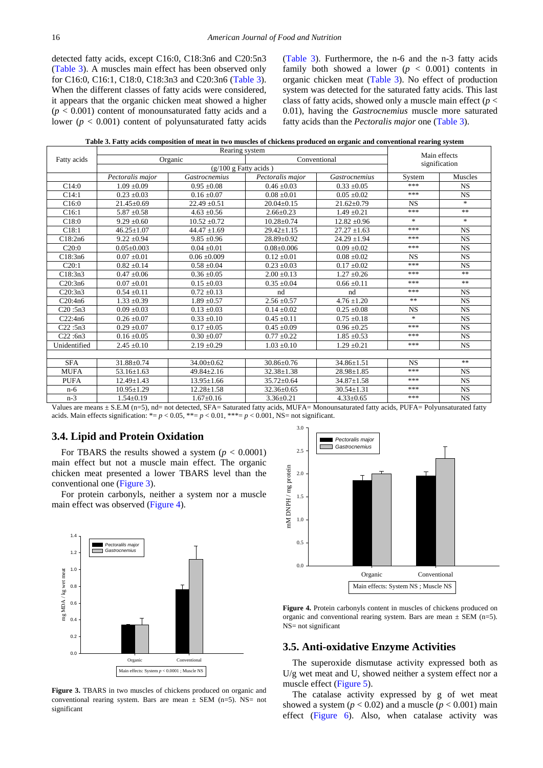detected fatty acids, except C16:0, C18:3n6 and C20:5n3 (Table 3). A muscles main effect has been observed only for C16:0, C16:1, C18:0, C18:3n3 and C20:3n6 (Table 3). When the different classes of fatty acids were considered, it appears that the organic chicken meat showed a higher ($p < 0.001$) content of monounsaturated fatty acids and a lower ($p < 0.001$) content of polyunsaturated fatty acids (Table 3). Furthermore, the n-6 and the n-3 fatty acids family both showed a lower ($p < 0.001$) contents in organic chicken meat (Table 3). No effect of production system was detected for the saturated fatty acids. This last class of fatty acids, showed only a muscle main effect ($p < 0.01$), having the *Gastrocnemius* muscle more saturated fatty acids than the *Pectoralis major* one (Table 3).

**Table 3. Fatty acids composition of meat in two muscles of chickens produced on organic and conventional rearing system**

| Fatty acids | Rearing system | | | | Main effects signification | |
|---|---|---|---|---|---|---|
| | Organic | | Conventional | | | |
| | (g/100 g Fatty acids ) | | | | | |
| | *Pectoralis major* | *Gastrocnemius* | *Pectoralis major* | *Gastrocnemius* | System | Muscles |
| C14:0 | 1.09 ±0.09 | 0.95 ±0.08 | 0.46 ±0.03 | 0.33 ±0.05 | *** | NS |
| C14:1 | 0.23 ±0.03 | 0.16 ±0.07 | 0.08 ±0.01 | 0.05 ±0.02 | *** | NS |
| C16:0 | 21.45±0.69 | 22.49 ±0.51 | 20.04±0.15 | 21.62±0.79 | NS | * |
| C16:1 | 5.87 ±0.58 | 4.63 ±0.56 | 2.66±0.23 | 1.49 ±0.21 | *** | ** |
| C18:0 | 9.29 ±0.60 | 10.52 ±0.72 | 10.28±0.74 | 12.82 ±0.96 | * | * |
| C18:1 | 46.25±1.07 | 44.47 ±1.69 | 29.42±1.15 | 27.27 ±1.63 | *** | NS |
| C18:2n6 | 9.22 ±0.94 | 9.85 ±0.96 | 28.89±0.92 | 24.29 ±1.94 | *** | NS |
| C20:0 | 0.05±0.003 | 0.04 ±0.01 | 0.08±0.006 | 0.09 ±0.02 | *** | NS |
| C18:3n6 | 0.07 ±0.01 | 0.06 ±0.009 | 0.12 ±0.01 | 0.08 ±0.02 | NS | NS |
| C20:1 | 0.82 ±0.14 | 0.58 ±0.04 | 0.23 ±0.03 | 0.17 ±0.02 | *** | NS |
| C18:3n3 | 0.47 ±0.06 | 0.36 ±0.05 | 2.00 ±0.13 | 1.27 ±0.26 | *** | ** |
| C20:3n6 | 0.07 ±0.01 | 0.15 ±0.03 | 0.35 ±0.04 | 0.66 ±0.11 | *** | ** |
| C20:3n3 | 0.54 ±0.11 | 0.72 ±0.13 | nd | nd | *** | NS |
| C20:4n6 | 1.33 ±0.39 | 1.89 ±0.57 | 2.56 ±0.57 | 4.76 ±1.20 | ** | NS |
| C20 :5n3 | 0.09 ±0.03 | 0.13 ±0.03 | 0.14 ±0.02 | 0.25 ±0.08 | NS | NS |
| C22:4n6 | 0.26 ±0.07 | 0.33 ±0.10 | 0.45 ±0.11 | 0.75 ±0.18 | * | NS |
| C22 :5n3 | 0.29 ±0.07 | 0.17 ±0.05 | 0.45 ±0.09 | 0.96 ±0.25 | *** | NS |
| C22 :6n3 | 0.16 ±0.05 | 0.30 ±0.07 | 0.77 ±0.22 | 1.85 ±0.53 | *** | NS |
| Unidentified | 2.45 ±0.10 | 2.19 ±0.29 | 1.03 ±0.10 | 1.29 ±0.21 | *** | NS |
| | | | | | | |
| SFA | 31.88±0.74 | 34.00±0.62 | 30.86±0.76 | 34.86±1.51 | NS | ** |
| MUFA | 53.16±1.63 | 49.84±2.16 | 32.38±1.38 | 28.98±1.85 | *** | NS |
| PUFA | 12.49±1.43 | 13.95±1.66 | 35.72±0.64 | 34.87±1.58 | *** | NS |
| n-6 | 10.95±1.29 | 12.28±1.58 | 32.36±0.65 | 30.54±1.31 | *** | NS |
| n-3 | 1.54±0.19 | 1.67±0.16 | 3.36±0.21 | 4.33±0.65 | *** | NS |

Values are means ± S.E.M (n=5), nd= not detected, SFA= Saturated fatty acids, MUFA= Monounsaturated fatty acids, PUFA= Polyunsaturated fatty acids. Main effects signification: *= $p < 0.05$, **= $p < 0.01$, ***= $p < 0.001$, NS= not significant.

### 3.4. Lipid and Protein Oxidation

For TBARS the results showed a system ($p < 0.0001$) main effect but not a muscle main effect. The organic chicken meat presented a lower TBARS level than the conventional one (Figure 3).

For protein carbonyls, neither a system nor a muscle main effect was observed (Figure 4).

**Figure 3.** TBARS in two muscles of chickens produced on organic and conventional rearing system. Bars are mean ± SEM (n=5). NS= not significant

**Figure 4.** Protein carbonyls content in muscles of chickens produced on organic and conventional rearing system. Bars are mean ± SEM (n=5). NS= not significant

### 3.5. Anti-oxidative Enzyme Activities

The superoxide dismutase activity expressed both as U/g wet meat and U, showed neither a system effect nor a muscle effect (Figure 5).

The catalase activity expressed by g of wet meat showed a system ($p < 0.02$) and a muscle ($p < 0.001$) main effect (Figure 6). Also, when catalase activity was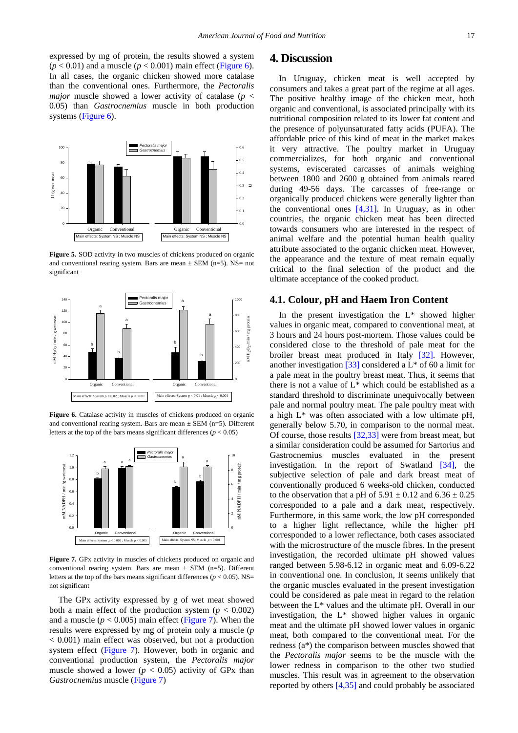expressed by mg of protein, the results showed a system ($p < 0.01$) and a muscle ($p < 0.001$) main effect (Figure 6). In all cases, the organic chicken showed more catalase than the conventional ones. Furthermore, the *Pectoralis major* muscle showed a lower activity of catalase ($p < 0.05$) than *Gastrocnemius* muscle in both production systems (Figure 6).

**Figure 5.** SOD activity in two muscles of chickens produced on organic and conventional rearing system. Bars are mean ± SEM (n=5). NS= not significant

**Figure 6.** Catalase activity in muscles of chickens produced on organic and conventional rearing system. Bars are mean ± SEM (n=5). Different letters at the top of the bars means significant differences ($p < 0.05$)

**Figure 7.** GPx activity in muscles of chickens produced on organic and conventional rearing system. Bars are mean ± SEM (n=5). Different letters at the top of the bars means significant differences ($p < 0.05$). NS= not significant

The GPx activity expressed by g of wet meat showed both a main effect of the production system ($p < 0.002$) and a muscle ($p < 0.005$) main effect (Figure 7). When the results were expressed by mg of protein only a muscle ($p < 0.001$) main effect was observed, but not a production system effect (Figure 7). However, both in organic and conventional production system, the *Pectoralis major* muscle showed a lower ($p < 0.05$) activity of GPx than *Gastrocnemius* muscle (Figure 7)

# 4. Discussion

In Uruguay, chicken meat is well accepted by consumers and takes a great part of the regime at all ages. The positive healthy image of the chicken meat, both organic and conventional, is associated principally with its nutritional composition related to its lower fat content and the presence of polyunsaturated fatty acids (PUFA). The affordable price of this kind of meat in the market makes it very attractive. The poultry market in Uruguay commercializes, for both organic and conventional systems, eviscerated carcasses of animals weighing between 1800 and 2600 g obtained from animals reared during 49-56 days. The carcasses of free-range or organically produced chickens were generally lighter than the conventional ones [4,31]. In Uruguay, as in other countries, the organic chicken meat has been directed towards consumers who are interested in the respect of animal welfare and the potential human health quality attribute associated to the organic chicken meat. However, the appearance and the texture of meat remain equally critical to the final selection of the product and the ultimate acceptance of the cooked product.

## 4.1. Colour, pH and Haem Iron Content

In the present investigation the L* showed higher values in organic meat, compared to conventional meat, at 3 hours and 24 hours post-mortem. Those values could be considered close to the threshold of pale meat for the broiler breast meat produced in Italy [32]. However, another investigation [33] considered a L* of 60 a limit for a pale meat in the poultry breast meat. Thus, it seems that there is not a value of L* which could be established as a standard threshold to discriminate unequivocally between pale and normal poultry meat. The pale poultry meat with a high L* was often associated with a low ultimate pH, generally below 5.70, in comparison to the normal meat. Of course, those results [32,33] were from breast meat, but a similar consideration could be assumed for Sartorius and Gastrocnemius muscles evaluated in the present investigation. In the report of Swatland [34], the subjective selection of pale and dark breast meat of conventionally produced 6 weeks-old chicken, conducted to the observation that a pH of 5.91 ± 0.12 and 6.36 ± 0.25 corresponded to a pale and a dark meat, respectively. Furthermore, in this same work, the low pH corresponded to a higher light reflectance, while the higher pH corresponded to a lower reflectance, both cases associated with the microstructure of the muscle fibres. In the present investigation, the recorded ultimate pH showed values ranged between 5.98-6.12 in organic meat and 6.09-6.22 in conventional one. In conclusion, It seems unlikely that the organic muscles evaluated in the present investigation could be considered as pale meat in regard to the relation between the L* values and the ultimate pH. Overall in our investigation, the L* showed higher values in organic meat and the ultimate pH showed lower values in organic meat, both compared to the conventional meat. For the redness (a*) the comparison between muscles showed that the *Pectoralis major* seems to be the muscle with the lower redness in comparison to the other two studied muscles. This result was in agreement to the observation reported by others [4,35] and could probably be associated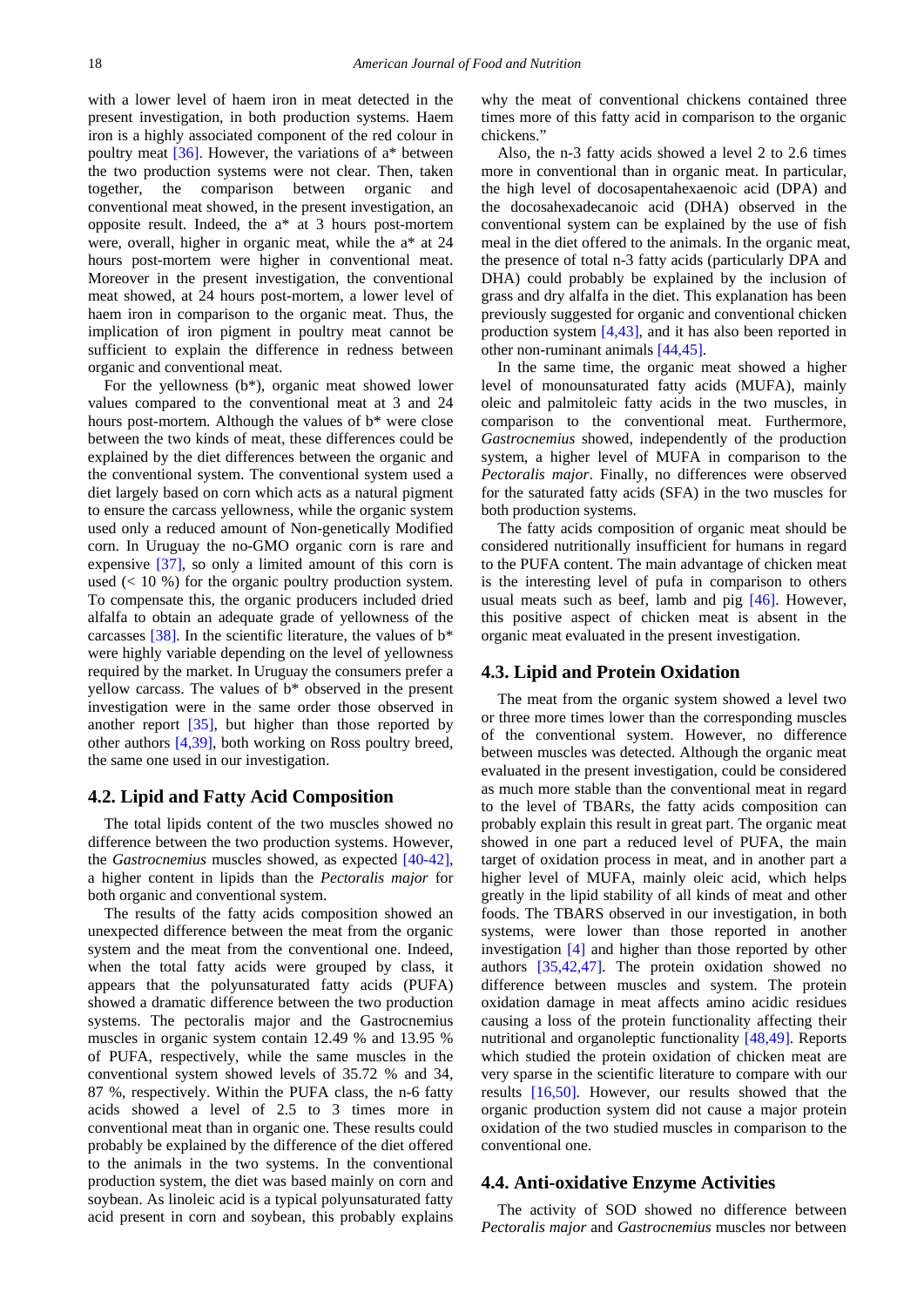with a lower level of haem iron in meat detected in the present investigation, in both production systems. Haem iron is a highly associated component of the red colour in poultry meat [36]. However, the variations of a* between the two production systems were not clear. Then, taken together, the comparison between organic and conventional meat showed, in the present investigation, an opposite result. Indeed, the a* at 3 hours post-mortem were, overall, higher in organic meat, while the a* at 24 hours post-mortem were higher in conventional meat. Moreover in the present investigation, the conventional meat showed, at 24 hours post-mortem, a lower level of haem iron in comparison to the organic meat. Thus, the implication of iron pigment in poultry meat cannot be sufficient to explain the difference in redness between organic and conventional meat.

For the yellowness (b*), organic meat showed lower values compared to the conventional meat at 3 and 24 hours post-mortem. Although the values of b* were close between the two kinds of meat, these differences could be explained by the diet differences between the organic and the conventional system. The conventional system used a diet largely based on corn which acts as a natural pigment to ensure the carcass yellowness, while the organic system used only a reduced amount of Non-genetically Modified corn. In Uruguay the no-GMO organic corn is rare and expensive [37], so only a limited amount of this corn is used (< 10 %) for the organic poultry production system. To compensate this, the organic producers included dried alfalfa to obtain an adequate grade of yellowness of the carcasses [38]. In the scientific literature, the values of b* were highly variable depending on the level of yellowness required by the market. In Uruguay the consumers prefer a yellow carcass. The values of b* observed in the present investigation were in the same order those observed in another report [35], but higher than those reported by other authors [4,39], both working on Ross poultry breed, the same one used in our investigation.

## 4.2. Lipid and Fatty Acid Composition

The total lipids content of the two muscles showed no difference between the two production systems. However, the *Gastrocnemius* muscles showed, as expected [40-42], a higher content in lipids than the *Pectoralis major* for both organic and conventional system.

The results of the fatty acids composition showed an unexpected difference between the meat from the organic system and the meat from the conventional one. Indeed, when the total fatty acids were grouped by class, it appears that the polyunsaturated fatty acids (PUFA) showed a dramatic difference between the two production systems. The pectoralis major and the Gastrocnemius muscles in organic system contain 12.49 % and 13.95 % of PUFA, respectively, while the same muscles in the conventional system showed levels of 35.72 % and 34, 87 %, respectively. Within the PUFA class, the n-6 fatty acids showed a level of 2.5 to 3 times more in conventional meat than in organic one. These results could probably be explained by the difference of the diet offered to the animals in the two systems. In the conventional production system, the diet was based mainly on corn and soybean. As linoleic acid is a typical polyunsaturated fatty acid present in corn and soybean, this probably explains why the meat of conventional chickens contained three times more of this fatty acid in comparison to the organic chickens."

Also, the n-3 fatty acids showed a level 2 to 2.6 times more in conventional than in organic meat. In particular, the high level of docosapentahexaenoic acid (DPA) and the docosahexadecanoic acid (DHA) observed in the conventional system can be explained by the use of fish meal in the diet offered to the animals. In the organic meat, the presence of total n-3 fatty acids (particularly DPA and DHA) could probably be explained by the inclusion of grass and dry alfalfa in the diet. This explanation has been previously suggested for organic and conventional chicken production system [4,43], and it has also been reported in other non-ruminant animals [44,45].

In the same time, the organic meat showed a higher level of monounsaturated fatty acids (MUFA), mainly oleic and palmitoleic fatty acids in the two muscles, in comparison to the conventional meat. Furthermore, *Gastrocnemius* showed, independently of the production system, a higher level of MUFA in comparison to the *Pectoralis major*. Finally, no differences were observed for the saturated fatty acids (SFA) in the two muscles for both production systems.

The fatty acids composition of organic meat should be considered nutritionally insufficient for humans in regard to the PUFA content. The main advantage of chicken meat is the interesting level of pufa in comparison to others usual meats such as beef, lamb and pig [46]. However, this positive aspect of chicken meat is absent in the organic meat evaluated in the present investigation.

## 4.3. Lipid and Protein Oxidation

The meat from the organic system showed a level two or three more times lower than the corresponding muscles of the conventional system. However, no difference between muscles was detected. Although the organic meat evaluated in the present investigation, could be considered as much more stable than the conventional meat in regard to the level of TBARs, the fatty acids composition can probably explain this result in great part. The organic meat showed in one part a reduced level of PUFA, the main target of oxidation process in meat, and in another part a higher level of MUFA, mainly oleic acid, which helps greatly in the lipid stability of all kinds of meat and other foods. The TBARS observed in our investigation, in both systems, were lower than those reported in another investigation [4] and higher than those reported by other authors [35,42,47]. The protein oxidation showed no difference between muscles and system. The protein oxidation damage in meat affects amino acidic residues causing a loss of the protein functionality affecting their nutritional and organoleptic functionality [48,49]. Reports which studied the protein oxidation of chicken meat are very sparse in the scientific literature to compare with our results [16,50]. However, our results showed that the organic production system did not cause a major protein oxidation of the two studied muscles in comparison to the conventional one.

## 4.4. Anti-oxidative Enzyme Activities

The activity of SOD showed no difference between *Pectoralis major* and *Gastrocnemius* muscles nor between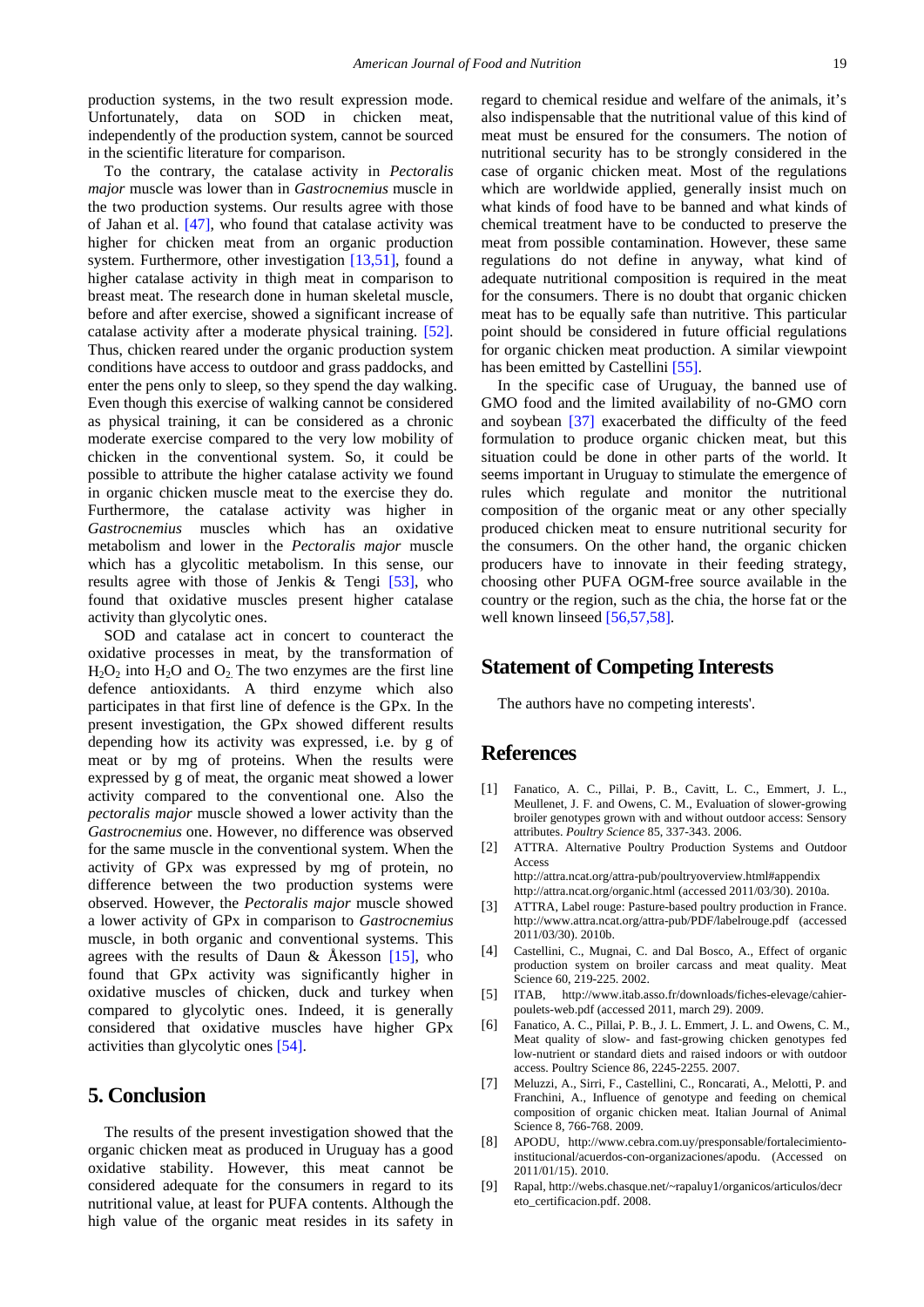production systems, in the two result expression mode. Unfortunately, data on SOD in chicken meat, independently of the production system, cannot be sourced in the scientific literature for comparison.

To the contrary, the catalase activity in *Pectoralis major* muscle was lower than in *Gastrocnemius* muscle in the two production systems. Our results agree with those of Jahan et al. [47], who found that catalase activity was higher for chicken meat from an organic production system. Furthermore, other investigation [13,51], found a higher catalase activity in thigh meat in comparison to breast meat. The research done in human skeletal muscle, before and after exercise, showed a significant increase of catalase activity after a moderate physical training. [52]. Thus, chicken reared under the organic production system conditions have access to outdoor and grass paddocks, and enter the pens only to sleep, so they spend the day walking. Even though this exercise of walking cannot be considered as physical training, it can be considered as a chronic moderate exercise compared to the very low mobility of chicken in the conventional system. So, it could be possible to attribute the higher catalase activity we found in organic chicken muscle meat to the exercise they do. Furthermore, the catalase activity was higher in *Gastrocnemius* muscles which has an oxidative metabolism and lower in the *Pectoralis major* muscle which has a glycolitic metabolism. In this sense, our results agree with those of Jenkis & Tengi [53], who found that oxidative muscles present higher catalase activity than glycolytic ones.

SOD and catalase act in concert to counteract the oxidative processes in meat, by the transformation of $H_2O_2$ into $H_2O$ and $O_2$. The two enzymes are the first line defence antioxidants. A third enzyme which also participates in that first line of defence is the GPx. In the present investigation, the GPx showed different results depending how its activity was expressed, i.e. by g of meat or by mg of proteins. When the results were expressed by g of meat, the organic meat showed a lower activity compared to the conventional one. Also the *pectoralis major* muscle showed a lower activity than the *Gastrocnemius* one. However, no difference was observed for the same muscle in the conventional system. When the activity of GPx was expressed by mg of protein, no difference between the two production systems were observed. However, the *Pectoralis major* muscle showed a lower activity of GPx in comparison to *Gastrocnemius* muscle, in both organic and conventional systems. This agrees with the results of Daun & Åkesson [15], who found that GPx activity was significantly higher in oxidative muscles of chicken, duck and turkey when compared to glycolytic ones. Indeed, it is generally considered that oxidative muscles have higher GPx activities than glycolytic ones [54].

## 5. Conclusion

The results of the present investigation showed that the organic chicken meat as produced in Uruguay has a good oxidative stability. However, this meat cannot be considered adequate for the consumers in regard to its nutritional value, at least for PUFA contents. Although the high value of the organic meat resides in its safety in regard to chemical residue and welfare of the animals, it's also indispensable that the nutritional value of this kind of meat must be ensured for the consumers. The notion of nutritional security has to be strongly considered in the case of organic chicken meat. Most of the regulations which are worldwide applied, generally insist much on what kinds of food have to be banned and what kinds of chemical treatment have to be conducted to preserve the meat from possible contamination. However, these same regulations do not define in anyway, what kind of adequate nutritional composition is required in the meat for the consumers. There is no doubt that organic chicken meat has to be equally safe than nutritive. This particular point should be considered in future official regulations for organic chicken meat production. A similar viewpoint has been emitted by Castellini [55].

In the specific case of Uruguay, the banned use of GMO food and the limited availability of no-GMO corn and soybean [37] exacerbated the difficulty of the feed formulation to produce organic chicken meat, but this situation could be done in other parts of the world. It seems important in Uruguay to stimulate the emergence of rules which regulate and monitor the nutritional composition of the organic meat or any other specially produced chicken meat to ensure nutritional security for the consumers. On the other hand, the organic chicken producers have to innovate in their feeding strategy, choosing other PUFA OGM-free source available in the country or the region, such as the chia, the horse fat or the well known linseed [56,57,58].

## Statement of Competing Interests

The authors have no competing interests'.

## References

[1] Fanatico, A. C., Pillai, P. B., Cavitt, L. C., Emmert, J. L., Meullenet, J. F. and Owens, C. M., Evaluation of slower-growing broiler genotypes grown with and without outdoor access: Sensory attributes. *Poultry Science* 85, 337-343. 2006.

[2] ATTRA. Alternative Poultry Production Systems and Outdoor Access http://attra.ncat.org/attra-pub/poultryoverview.html#appendix http://attra.ncat.org/organic.html (accessed 2011/03/30). 2010a.

[3] ATTRA, Label rouge: Pasture-based poultry production in France. http://www.attra.ncat.org/attra-pub/PDF/labelrouge.pdf (accessed 2011/03/30). 2010b.

[4] Castellini, C., Mugnai, C. and Dal Bosco, A., Effect of organic production system on broiler carcass and meat quality. Meat Science 60, 219-225. 2002.

[5] ITAB, http://www.itab.asso.fr/downloads/fiches-elevage/cahier-poulets-web.pdf (accessed 2011, march 29). 2009.

[6] Fanatico, A. C., Pillai, P. B., J. L. Emmert, J. L. and Owens, C. M., Meat quality of slow- and fast-growing chicken genotypes fed low-nutrient or standard diets and raised indoors or with outdoor access. Poultry Science 86, 2245-2255. 2007.

[7] Meluzzi, A., Sirri, F., Castellini, C., Roncarati, A., Melotti, P. and Franchini, A., Influence of genotype and feeding on chemical composition of organic chicken meat. Italian Journal of Animal Science 8, 766-768. 2009.

[8] APODU, http://www.cebra.com.uy/presponsable/fortalecimiento-institucional/acuerdos-con-organizaciones/apodu. (Accessed on 2011/01/15). 2010.

[9] Rapal, http://webs.chasque.net/~rapaluy1/organicos/articulos/decreto_certificacion.pdf. 2008.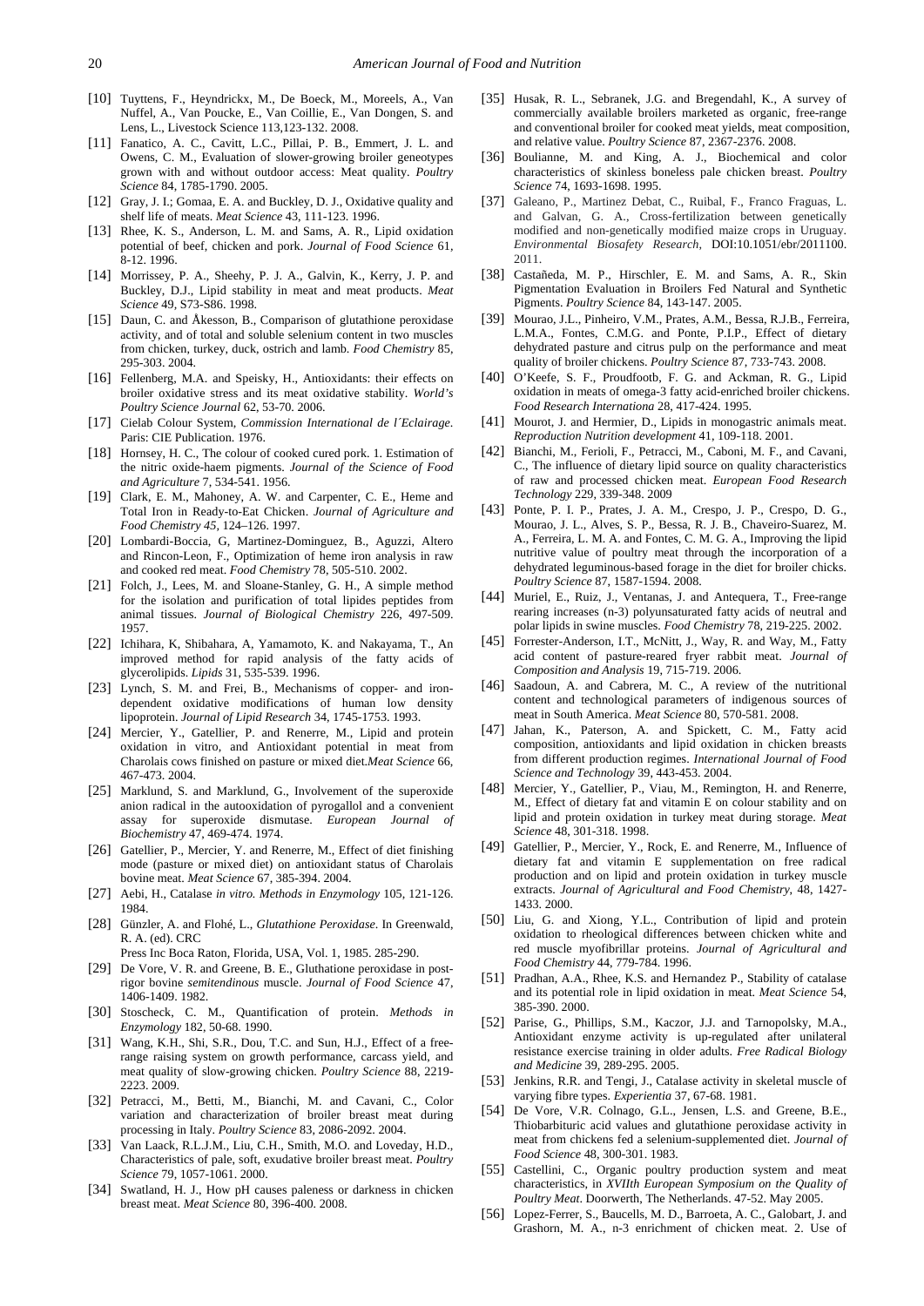[10] Tuyttens, F., Heyndrickx, M., De Boeck, M., Moreels, A., Van Nuffel, A., Van Poucke, E., Van Coillie, E., Van Dongen, S. and Lens, L., Livestock Science 113,123-132. 2008.

[11] Fanatico, A. C., Cavitt, L.C., Pillai, P. B., Emmert, J. L. and Owens, C. M., Evaluation of slower-growing broiler geneotypes grown with and without outdoor access: Meat quality. *Poultry Science* 84, 1785-1790. 2005.

[12] Gray, J. I.; Gomaa, E. A. and Buckley, D. J., Oxidative quality and shelf life of meats. *Meat Science* 43, 111-123. 1996.

[13] Rhee, K. S., Anderson, L. M. and Sams, A. R., Lipid oxidation potential of beef, chicken and pork. *Journal of Food Science* 61, 8-12. 1996.

[14] Morrissey, P. A., Sheehy, P. J. A., Galvin, K., Kerry, J. P. and Buckley, D.J., Lipid stability in meat and meat products. *Meat Science* 49, S73-S86. 1998.

[15] Daun, C. and Åkesson, B., Comparison of glutathione peroxidase activity, and of total and soluble selenium content in two muscles from chicken, turkey, duck, ostrich and lamb. *Food Chemistry* 85, 295-303. 2004.

[16] Fellenberg, M.A. and Speisky, H., Antioxidants: their effects on broiler oxidative stress and its meat oxidative stability. *World's Poultry Science Journal* 62, 53-70. 2006.

[17] Cielab Colour System, *Commission International de l´Eclairage*. Paris: CIE Publication. 1976.

[18] Hornsey, H. C., The colour of cooked cured pork. 1. Estimation of the nitric oxide-haem pigments. *Journal of the Science of Food and Agriculture* 7, 534-541. 1956.

[19] Clark, E. M., Mahoney, A. W. and Carpenter, C. E., Heme and Total Iron in Ready-to-Eat Chicken. *Journal of Agriculture and Food Chemistry 45*, 124–126. 1997.

[20] Lombardi-Boccia, G, Martinez-Dominguez, B., Aguzzi, Altero and Rincon-Leon, F., Optimization of heme iron analysis in raw and cooked red meat. *Food Chemistry* 78, 505-510. 2002.

[21] Folch, J., Lees, M. and Sloane-Stanley, G. H., A simple method for the isolation and purification of total lipides peptides from animal tissues. *Journal of Biological Chemistry* 226, 497-509. 1957.

[22] Ichihara, K, Shibahara, A, Yamamoto, K. and Nakayama, T., An improved method for rapid analysis of the fatty acids of glycerolipids. *Lipids* 31, 535-539. 1996.

[23] Lynch, S. M. and Frei, B., Mechanisms of copper- and iron-dependent oxidative modifications of human low density lipoprotein. *Journal of Lipid Research* 34, 1745-1753. 1993.

[24] Mercier, Y., Gatellier, P. and Renerre, M., Lipid and protein oxidation in vitro, and Antioxidant potential in meat from Charolais cows finished on pasture or mixed diet.*Meat Science* 66, 467-473. 2004.

[25] Marklund, S. and Marklund, G., Involvement of the superoxide anion radical in the autooxidation of pyrogallol and a convenient assay for superoxide dismutase. *European Journal of Biochemistry* 47, 469-474. 1974.

[26] Gatellier, P., Mercier, Y. and Renerre, M., Effect of diet finishing mode (pasture or mixed diet) on antioxidant status of Charolais bovine meat. *Meat Science* 67, 385-394. 2004.

[27] Aebi, H., Catalase *in vitro. Methods in Enzymology* 105, 121-126. 1984.

[28] Günzler, A. and Flohé, L., *Glutathione Peroxidase*. In Greenwald, R. A. (ed). CRC Press Inc Boca Raton, Florida, USA, Vol. 1, 1985. 285-290.

[29] De Vore, V. R. and Greene, B. E., Gluthatione peroxidase in post-rigor bovine *semitendinous* muscle. *Journal of Food Science* 47, 1406-1409. 1982.

[30] Stoscheck, C. M., Quantification of protein. *Methods in Enzymology* 182, 50-68. 1990.

[31] Wang, K.H., Shi, S.R., Dou, T.C. and Sun, H.J., Effect of a free-range raising system on growth performance, carcass yield, and meat quality of slow-growing chicken. *Poultry Science* 88, 2219-2223. 2009.

[32] Petracci, M., Betti, M., Bianchi, M. and Cavani, C., Color variation and characterization of broiler breast meat during processing in Italy. *Poultry Science* 83, 2086-2092. 2004.

[33] Van Laack, R.L.J.M., Liu, C.H., Smith, M.O. and Loveday, H.D., Characteristics of pale, soft, exudative broiler breast meat. *Poultry Science* 79, 1057-1061. 2000.

[34] Swatland, H. J., How pH causes paleness or darkness in chicken breast meat. *Meat Science* 80, 396-400. 2008.

[35] Husak, R. L., Sebranek, J.G. and Bregendahl, K., A survey of commercially available broilers marketed as organic, free-range and conventional broiler for cooked meat yields, meat composition, and relative value. *Poultry Science* 87, 2367-2376. 2008.

[36] Boulianne, M. and King, A. J., Biochemical and color characteristics of skinless boneless pale chicken breast. *Poultry Science* 74, 1693-1698. 1995.

[37] Galeano, P., Martinez Debat, C., Ruibal, F., Franco Fraguas, L. and Galvan, G. A., Cross-fertilization between genetically modified and non-genetically modified maize crops in Uruguay. *Environmental Biosafety Research*, DOI:10.1051/ebr/2011100. 2011.

[38] Castañeda, M. P., Hirschler, E. M. and Sams, A. R., Skin Pigmentation Evaluation in Broilers Fed Natural and Synthetic Pigments. *Poultry Science* 84, 143-147. 2005.

[39] Mourao, J.L., Pinheiro, V.M., Prates, A.M., Bessa, R.J.B., Ferreira, L.M.A., Fontes, C.M.G. and Ponte, P.I.P., Effect of dietary dehydrated pasture and citrus pulp on the performance and meat quality of broiler chickens. *Poultry Science* 87, 733-743. 2008.

[40] O'Keefe, S. F., Proudfootb, F. G. and Ackman, R. G., Lipid oxidation in meats of omega-3 fatty acid-enriched broiler chickens. *Food Research Internationa* 28, 417-424. 1995.

[41] Mourot, J. and Hermier, D., Lipids in monogastric animals meat. *Reproduction Nutrition development* 41, 109-118. 2001.

[42] Bianchi, M., Ferioli, F., Petracci, M., Caboni, M. F., and Cavani, C., The influence of dietary lipid source on quality characteristics of raw and processed chicken meat. *European Food Research Technology* 229, 339-348. 2009

[43] Ponte, P. I. P., Prates, J. A. M., Crespo, J. P., Crespo, D. G., Mourao, J. L., Alves, S. P., Bessa, R. J. B., Chaveiro-Suarez, M. A., Ferreira, L. M. A. and Fontes, C. M. G. A., Improving the lipid nutritive value of poultry meat through the incorporation of a dehydrated leguminous-based forage in the diet for broiler chicks. *Poultry Science* 87, 1587-1594. 2008.

[44] Muriel, E., Ruiz, J., Ventanas, J. and Antequera, T., Free-range rearing increases (n-3) polyunsaturated fatty acids of neutral and polar lipids in swine muscles. *Food Chemistry* 78, 219-225. 2002.

[45] Forrester-Anderson, I.T., McNitt, J., Way, R. and Way, M., Fatty acid content of pasture-reared fryer rabbit meat. *Journal of Composition and Analysis* 19, 715-719. 2006.

[46] Saadoun, A. and Cabrera, M. C., A review of the nutritional content and technological parameters of indigenous sources of meat in South America. *Meat Science* 80, 570-581. 2008.

[47] Jahan, K., Paterson, A. and Spickett, C. M., Fatty acid composition, antioxidants and lipid oxidation in chicken breasts from different production regimes. *International Journal of Food Science and Technology* 39, 443-453. 2004.

[48] Mercier, Y., Gatellier, P., Viau, M., Remington, H. and Renerre, M., Effect of dietary fat and vitamin E on colour stability and on lipid and protein oxidation in turkey meat during storage. *Meat Science* 48, 301-318. 1998.

[49] Gatellier, P., Mercier, Y., Rock, E. and Renerre, M., Influence of dietary fat and vitamin E supplementation on free radical production and on lipid and protein oxidation in turkey muscle extracts. *Journal of Agricultural and Food Chemistry*, 48, 1427-1433. 2000.

[50] Liu, G. and Xiong, Y.L., Contribution of lipid and protein oxidation to rheological differences between chicken white and red muscle myofibrillar proteins. *Journal of Agricultural and Food Chemistry* 44, 779-784. 1996.

[51] Pradhan, A.A., Rhee, K.S. and Hernandez P., Stability of catalase and its potential role in lipid oxidation in meat. *Meat Science* 54, 385-390. 2000.

[52] Parise, G., Phillips, S.M., Kaczor, J.J. and Tarnopolsky, M.A., Antioxidant enzyme activity is up-regulated after unilateral resistance exercise training in older adults. *Free Radical Biology and Medicine* 39, 289-295. 2005.

[53] Jenkins, R.R. and Tengi, J., Catalase activity in skeletal muscle of varying fibre types. *Experientia* 37, 67-68. 1981.

[54] De Vore, V.R. Colnago, G.L., Jensen, L.S. and Greene, B.E., Thiobarbituric acid values and glutathione peroxidase activity in meat from chickens fed a selenium-supplemented diet. *Journal of Food Science* 48, 300-301. 1983.

[55] Castellini, C., Organic poultry production system and meat characteristics, in *XVIIth European Symposium on the Quality of Poultry Meat*. Doorwerth, The Netherlands. 47-52. May 2005.

[56] Lopez-Ferrer, S., Baucells, M. D., Barroeta, A. C., Galobart, J. and Grashorn, M. A., n-3 enrichment of chicken meat. 2. Use of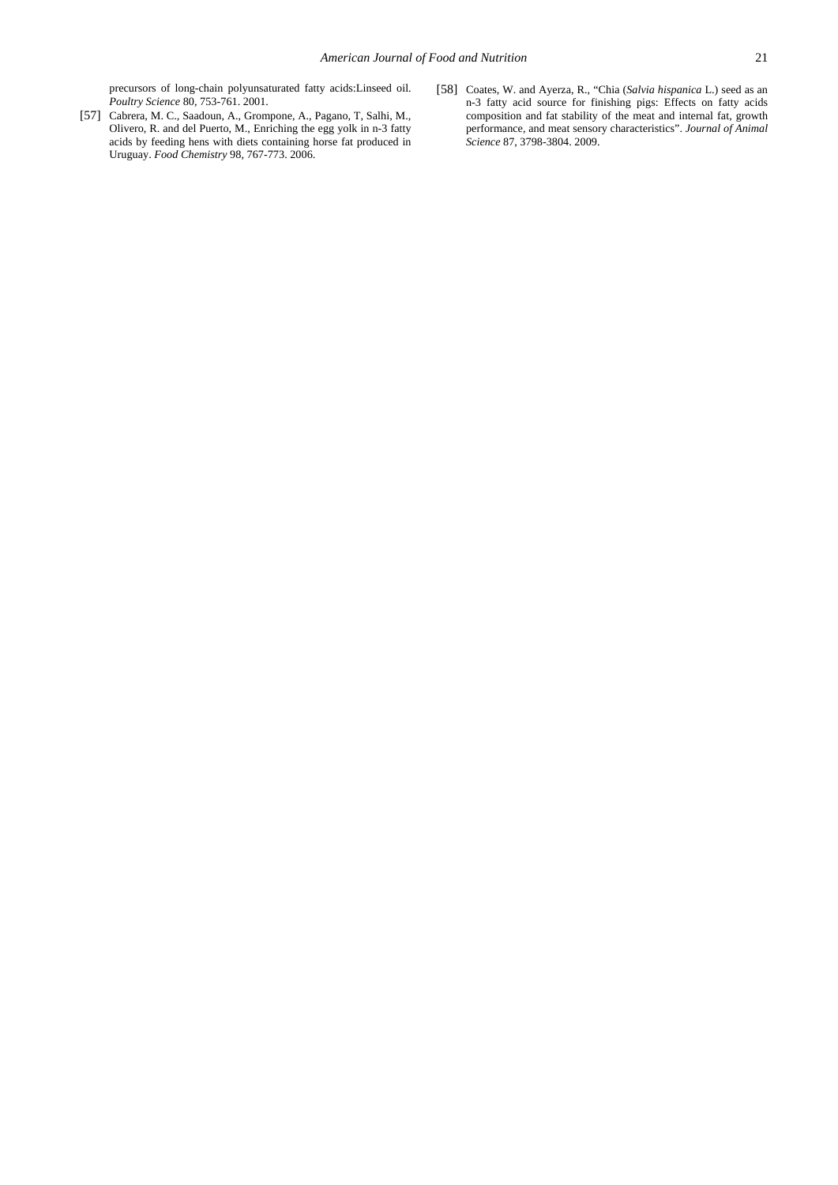precursors of long-chain polyunsaturated fatty acids:Linseed oil. *Poultry Science* 80, 753-761. 2001.

[57] Cabrera, M. C., Saadoun, A., Grompone, A., Pagano, T, Salhi, M., Olivero, R. and del Puerto, M., Enriching the egg yolk in n-3 fatty acids by feeding hens with diets containing horse fat produced in Uruguay. *Food Chemistry* 98, 767-773. 2006.

[58] Coates, W. and Ayerza, R., "Chia (*Salvia hispanica* L.) seed as an n-3 fatty acid source for finishing pigs: Effects on fatty acids composition and fat stability of the meat and internal fat, growth performance, and meat sensory characteristics". *Journal of Animal Science* 87, 3798-3804. 2009.